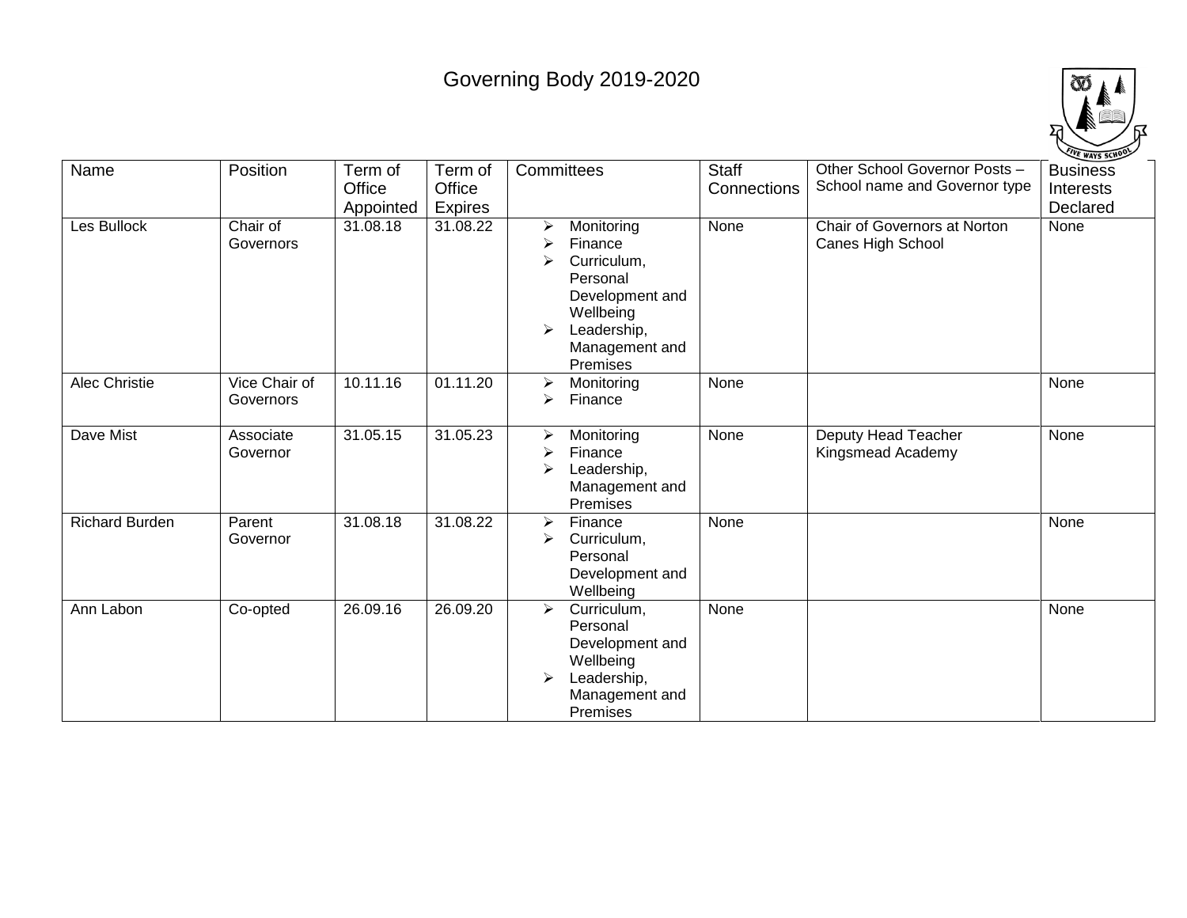# Governing Body 2019-2020

| Name | Position | Term of Office Appointed | Term of Office Expires | Committees | Staff Connections | Other School Governor Posts – School name and Governor type | Business Interests Declared |
|---|---|---|---|---|---|---|---|
| Les Bullock | Chair of Governors | 31.08.18 | 31.08.22 | ➢ Monitoring<br>➢ Finance<br>➢ Curriculum, Personal Development and Wellbeing<br>➢ Leadership, Management and Premises | None | Chair of Governors at Norton Canes High School | None |
| Alec Christie | Vice Chair of Governors | 10.11.16 | 01.11.20 | ➢ Monitoring<br>➢ Finance | None | | None |
| Dave Mist | Associate Governor | 31.05.15 | 31.05.23 | ➢ Monitoring<br>➢ Finance<br>➢ Leadership, Management and Premises | None | Deputy Head Teacher Kingsmead Academy | None |
| Richard Burden | Parent Governor | 31.08.18 | 31.08.22 | ➢ Finance<br>➢ Curriculum, Personal Development and Wellbeing | None | | None |
| Ann Labon | Co-opted | 26.09.16 | 26.09.20 | ➢ Curriculum, Personal Development and Wellbeing<br>➢ Leadership, Management and Premises | None | | None |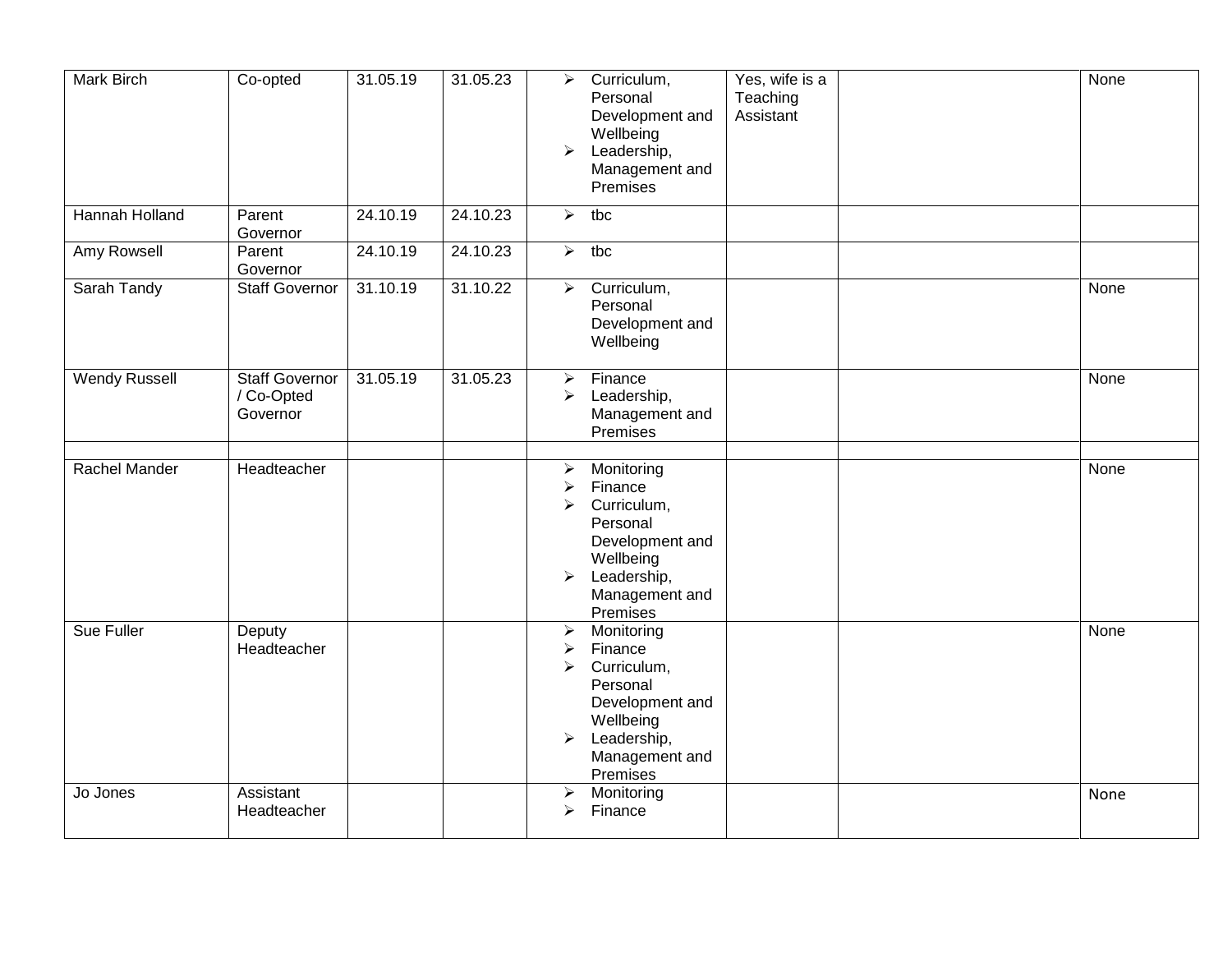| | | | | | | | |
|---|---|---|---|---|---|---|---|
| Mark Birch | Co-opted | 31.05.19 | 31.05.23 | ➢ Curriculum, Personal Development and Wellbeing<br>➢ Leadership, Management and Premises | Yes, wife is a Teaching Assistant | | None |
| Hannah Holland | Parent Governor | 24.10.19 | 24.10.23 | ➢ tbc | | | |
| Amy Rowsell | Parent Governor | 24.10.19 | 24.10.23 | ➢ tbc | | | |
| Sarah Tandy | Staff Governor | 31.10.19 | 31.10.22 | ➢ Curriculum, Personal Development and Wellbeing | | | None |
| Wendy Russell | Staff Governor / Co-Opted Governor | 31.05.19 | 31.05.23 | ➢ Finance<br>➢ Leadership, Management and Premises | | | None |
| | | | | | | | |
| Rachel Mander | Headteacher | | | ➢ Monitoring<br>➢ Finance<br>➢ Curriculum, Personal Development and Wellbeing<br>➢ Leadership, Management and Premises | | | None |
| Sue Fuller | Deputy Headteacher | | | ➢ Monitoring<br>➢ Finance<br>➢ Curriculum, Personal Development and Wellbeing<br>➢ Leadership, Management and Premises | | | None |
| Jo Jones | Assistant Headteacher | | | ➢ Monitoring<br>➢ Finance | | | None |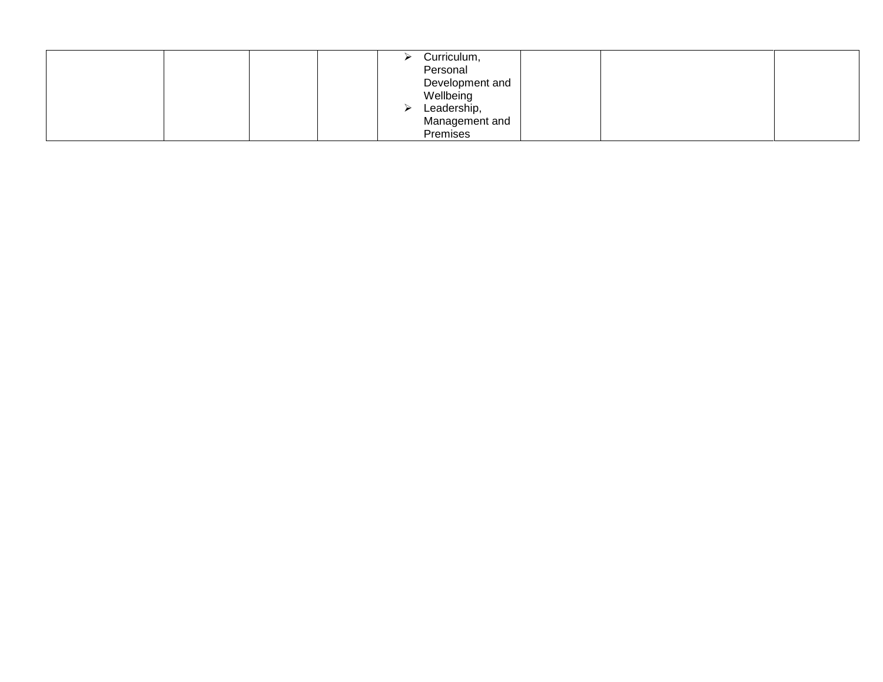| | | | | | | | |
|---|---|---|---|---|---|---|---|
| | | | | ➢ Curriculum, Personal Development and Wellbeing<br>➢ Leadership, Management and Premises | | | |